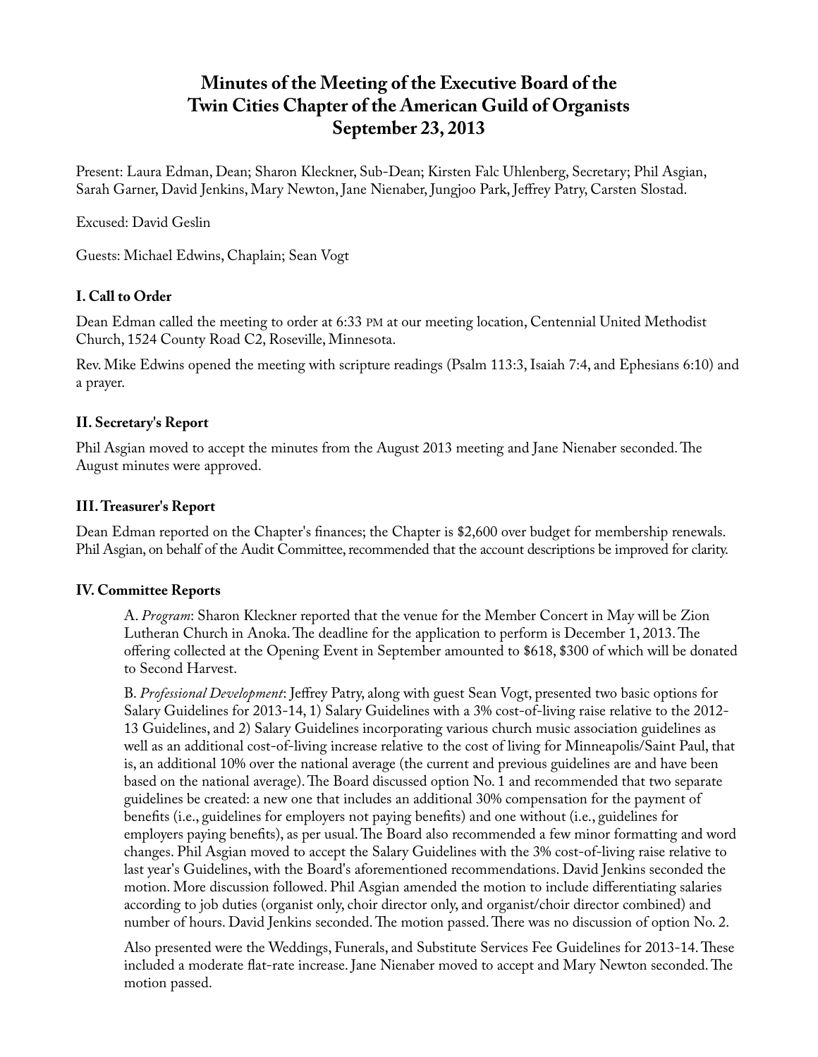# Minutes of the Meeting of the Executive Board of the Twin Cities Chapter of the American Guild of Organists September 23, 2013

Present: Laura Edman, Dean; Sharon Kleckner, Sub-Dean; Kirsten Falc Uhlenberg, Secretary; Phil Asgian, Sarah Garner, David Jenkins, Mary Newton, Jane Nienaber, Jungjoo Park, Jeffrey Patry, Carsten Slostad.

Excused: David Geslin

Guests: Michael Edwins, Chaplain; Sean Vogt

### I. Call to Order

Dean Edman called the meeting to order at 6:33 PM at our meeting location, Centennial United Methodist Church, 1524 County Road C2, Roseville, Minnesota.

Rev. Mike Edwins opened the meeting with scripture readings (Psalm 113:3, Isaiah 7:4, and Ephesians 6:10) and a prayer.

### II. Secretary's Report

Phil Asgian moved to accept the minutes from the August 2013 meeting and Jane Nienaber seconded. The August minutes were approved.

### III. Treasurer's Report

Dean Edman reported on the Chapter's finances; the Chapter is $2,600 over budget for membership renewals. Phil Asgian, on behalf of the Audit Committee, recommended that the account descriptions be improved for clarity.

### IV. Committee Reports

A. *Program*: Sharon Kleckner reported that the venue for the Member Concert in May will be Zion Lutheran Church in Anoka. The deadline for the application to perform is December 1, 2013. The offering collected at the Opening Event in September amounted to $618, $300 of which will be donated to Second Harvest.

B. *Professional Development*: Jeffrey Patry, along with guest Sean Vogt, presented two basic options for Salary Guidelines for 2013-14, 1) Salary Guidelines with a 3% cost-of-living raise relative to the 2012-13 Guidelines, and 2) Salary Guidelines incorporating various church music association guidelines as well as an additional cost-of-living increase relative to the cost of living for Minneapolis/Saint Paul, that is, an additional 10% over the national average (the current and previous guidelines are and have been based on the national average). The Board discussed option No. 1 and recommended that two separate guidelines be created: a new one that includes an additional 30% compensation for the payment of benefits (i.e., guidelines for employers not paying benefits) and one without (i.e., guidelines for employers paying benefits), as per usual. The Board also recommended a few minor formatting and word changes. Phil Asgian moved to accept the Salary Guidelines with the 3% cost-of-living raise relative to last year's Guidelines, with the Board's aforementioned recommendations. David Jenkins seconded the motion. More discussion followed. Phil Asgian amended the motion to include differentiating salaries according to job duties (organist only, choir director only, and organist/choir director combined) and number of hours. David Jenkins seconded. The motion passed. There was no discussion of option No. 2.

Also presented were the Weddings, Funerals, and Substitute Services Fee Guidelines for 2013-14. These included a moderate flat-rate increase. Jane Nienaber moved to accept and Mary Newton seconded. The motion passed.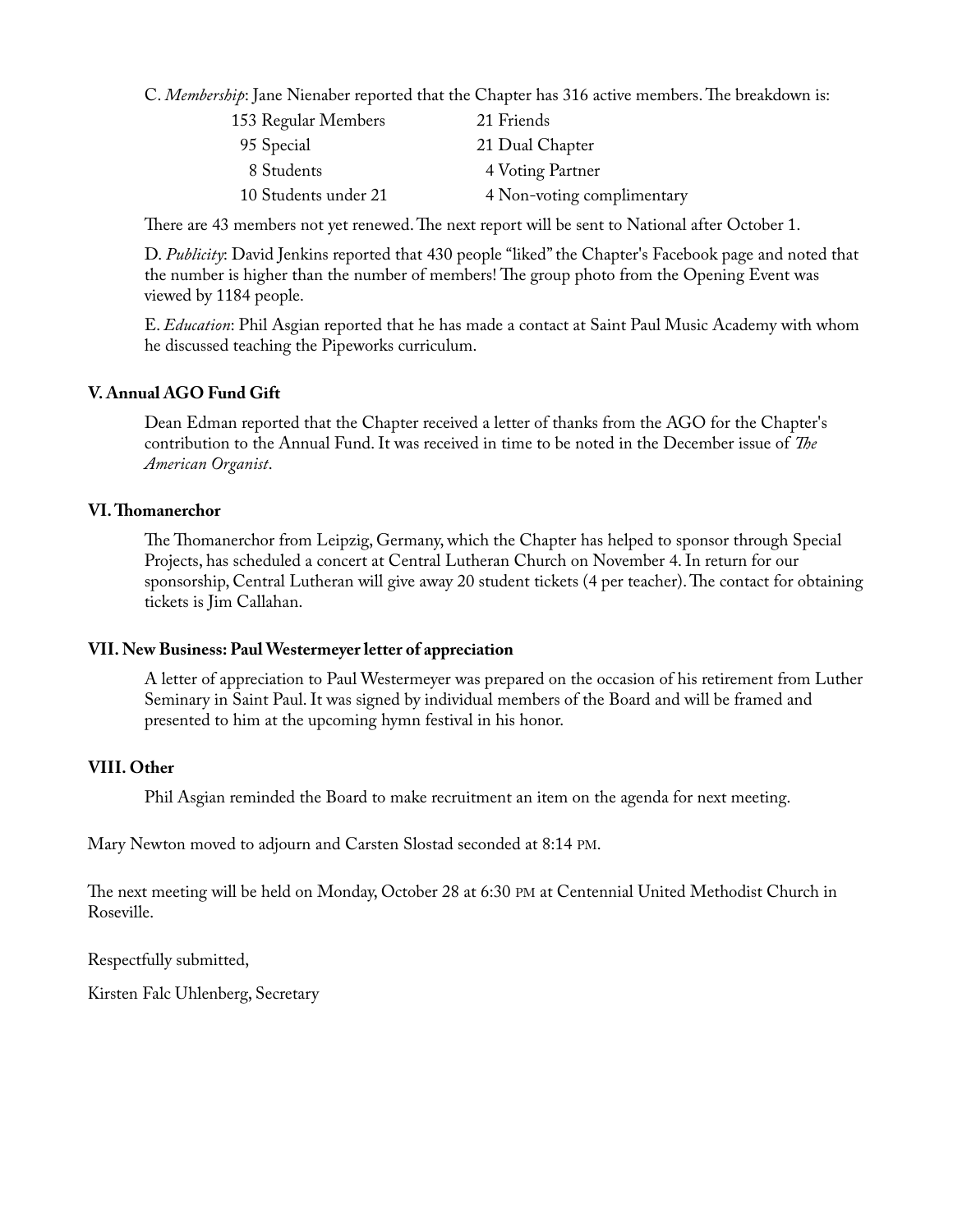C. *Membership*: Jane Nienaber reported that the Chapter has 316 active members. The breakdown is:

| | |
|---|---|
| 153 Regular Members | 21 Friends |
| 95 Special | 21 Dual Chapter |
| 8 Students | 4 Voting Partner |
| 10 Students under 21 | 4 Non-voting complimentary |

There are 43 members not yet renewed. The next report will be sent to National after October 1.

D. *Publicity*: David Jenkins reported that 430 people "liked" the Chapter's Facebook page and noted that the number is higher than the number of members! The group photo from the Opening Event was viewed by 1184 people.

E. *Education*: Phil Asgian reported that he has made a contact at Saint Paul Music Academy with whom he discussed teaching the Pipeworks curriculum.

**V. Annual AGO Fund Gift**

Dean Edman reported that the Chapter received a letter of thanks from the AGO for the Chapter's contribution to the Annual Fund. It was received in time to be noted in the December issue of *The American Organist*.

**VI. Thomanerchor**

The Thomanerchor from Leipzig, Germany, which the Chapter has helped to sponsor through Special Projects, has scheduled a concert at Central Lutheran Church on November 4. In return for our sponsorship, Central Lutheran will give away 20 student tickets (4 per teacher). The contact for obtaining tickets is Jim Callahan.

**VII. New Business: Paul Westermeyer letter of appreciation**

A letter of appreciation to Paul Westermeyer was prepared on the occasion of his retirement from Luther Seminary in Saint Paul. It was signed by individual members of the Board and will be framed and presented to him at the upcoming hymn festival in his honor.

**VIII. Other**

Phil Asgian reminded the Board to make recruitment an item on the agenda for next meeting.

Mary Newton moved to adjourn and Carsten Slostad seconded at 8:14 PM.

The next meeting will be held on Monday, October 28 at 6:30 PM at Centennial United Methodist Church in Roseville.

Respectfully submitted,

Kirsten Falc Uhlenberg, Secretary